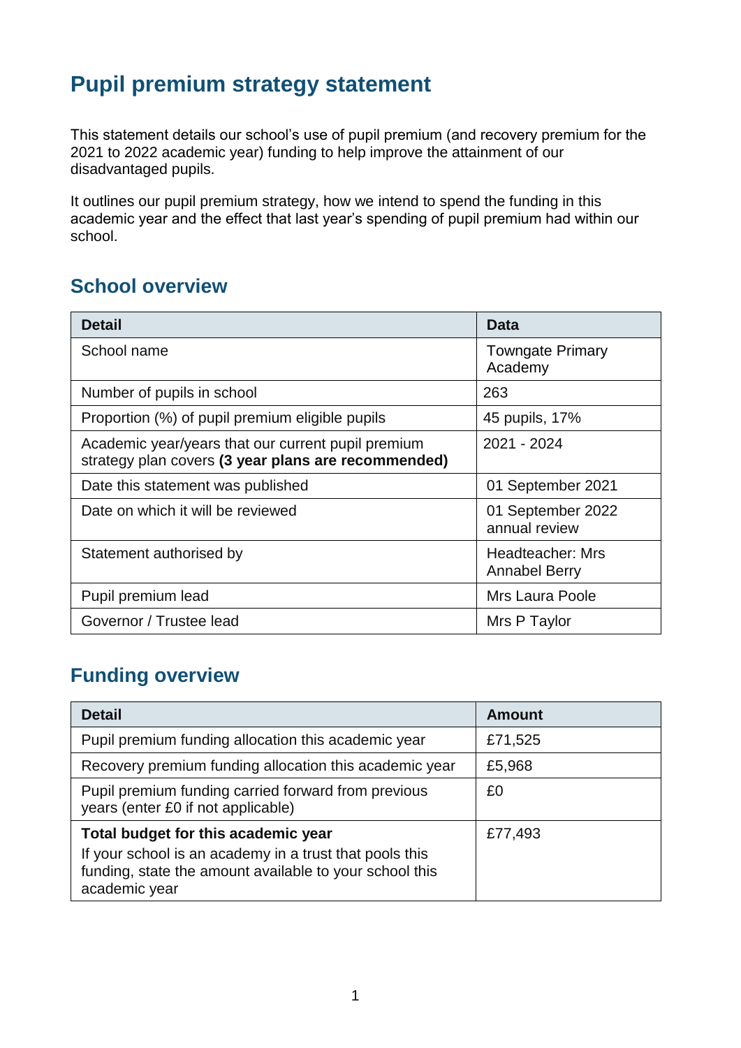# Pupil premium strategy statement

This statement details our school's use of pupil premium (and recovery premium for the 2021 to 2022 academic year) funding to help improve the attainment of our disadvantaged pupils.

It outlines our pupil premium strategy, how we intend to spend the funding in this academic year and the effect that last year's spending of pupil premium had within our school.

## School overview

| Detail | Data |
|---|---|
| School name | Towngate Primary Academy |
| Number of pupils in school | 263 |
| Proportion (%) of pupil premium eligible pupils | 45 pupils, 17% |
| Academic year/years that our current pupil premium strategy plan covers **(3 year plans are recommended)** | 2021 - 2024 |
| Date this statement was published | 01 September 2021 |
| Date on which it will be reviewed | 01 September 2022 annual review |
| Statement authorised by | Headteacher: Mrs Annabel Berry |
| Pupil premium lead | Mrs Laura Poole |
| Governor / Trustee lead | Mrs P Taylor |

## Funding overview

| Detail | Amount |
|---|---|
| Pupil premium funding allocation this academic year | £71,525 |
| Recovery premium funding allocation this academic year | £5,968 |
| Pupil premium funding carried forward from previous years (enter £0 if not applicable) | £0 |
| **Total budget for this academic year** If your school is an academy in a trust that pools this funding, state the amount available to your school this academic year | £77,493 |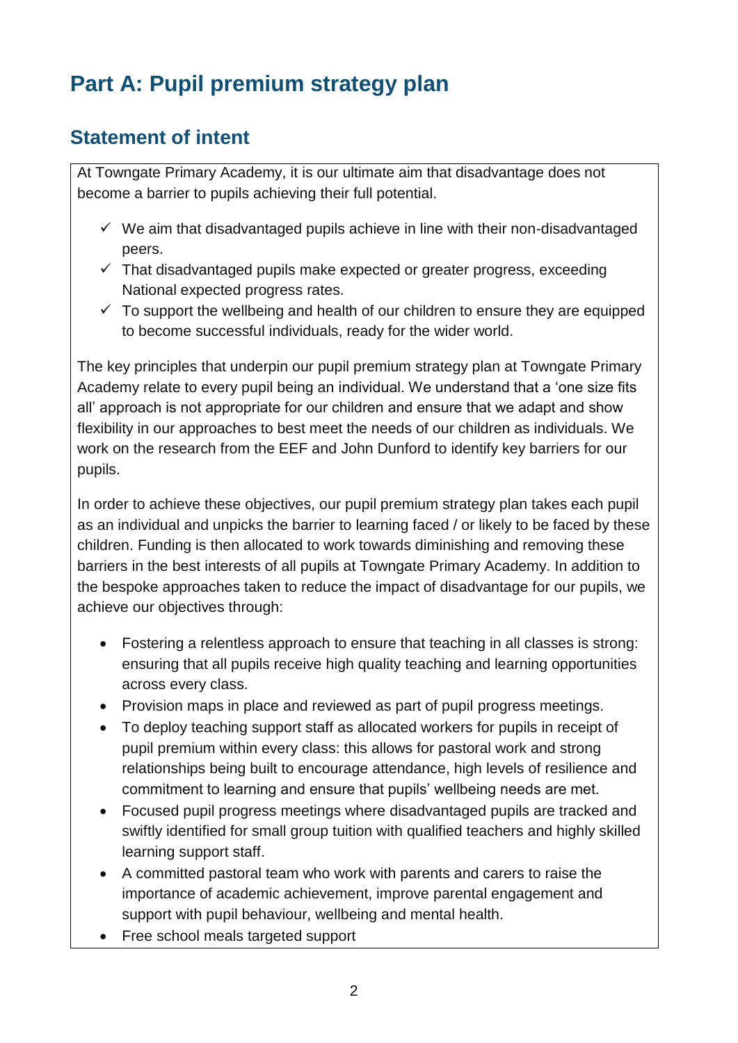# Part A: Pupil premium strategy plan

## Statement of intent

At Towngate Primary Academy, it is our ultimate aim that disadvantage does not become a barrier to pupils achieving their full potential.

- ✓ We aim that disadvantaged pupils achieve in line with their non-disadvantaged peers.
- ✓ That disadvantaged pupils make expected or greater progress, exceeding National expected progress rates.
- ✓ To support the wellbeing and health of our children to ensure they are equipped to become successful individuals, ready for the wider world.

The key principles that underpin our pupil premium strategy plan at Towngate Primary Academy relate to every pupil being an individual. We understand that a 'one size fits all' approach is not appropriate for our children and ensure that we adapt and show flexibility in our approaches to best meet the needs of our children as individuals. We work on the research from the EEF and John Dunford to identify key barriers for our pupils.

In order to achieve these objectives, our pupil premium strategy plan takes each pupil as an individual and unpicks the barrier to learning faced / or likely to be faced by these children. Funding is then allocated to work towards diminishing and removing these barriers in the best interests of all pupils at Towngate Primary Academy. In addition to the bespoke approaches taken to reduce the impact of disadvantage for our pupils, we achieve our objectives through:

- Fostering a relentless approach to ensure that teaching in all classes is strong: ensuring that all pupils receive high quality teaching and learning opportunities across every class.
- Provision maps in place and reviewed as part of pupil progress meetings.
- To deploy teaching support staff as allocated workers for pupils in receipt of pupil premium within every class: this allows for pastoral work and strong relationships being built to encourage attendance, high levels of resilience and commitment to learning and ensure that pupils' wellbeing needs are met.
- Focused pupil progress meetings where disadvantaged pupils are tracked and swiftly identified for small group tuition with qualified teachers and highly skilled learning support staff.
- A committed pastoral team who work with parents and carers to raise the importance of academic achievement, improve parental engagement and support with pupil behaviour, wellbeing and mental health.
- Free school meals targeted support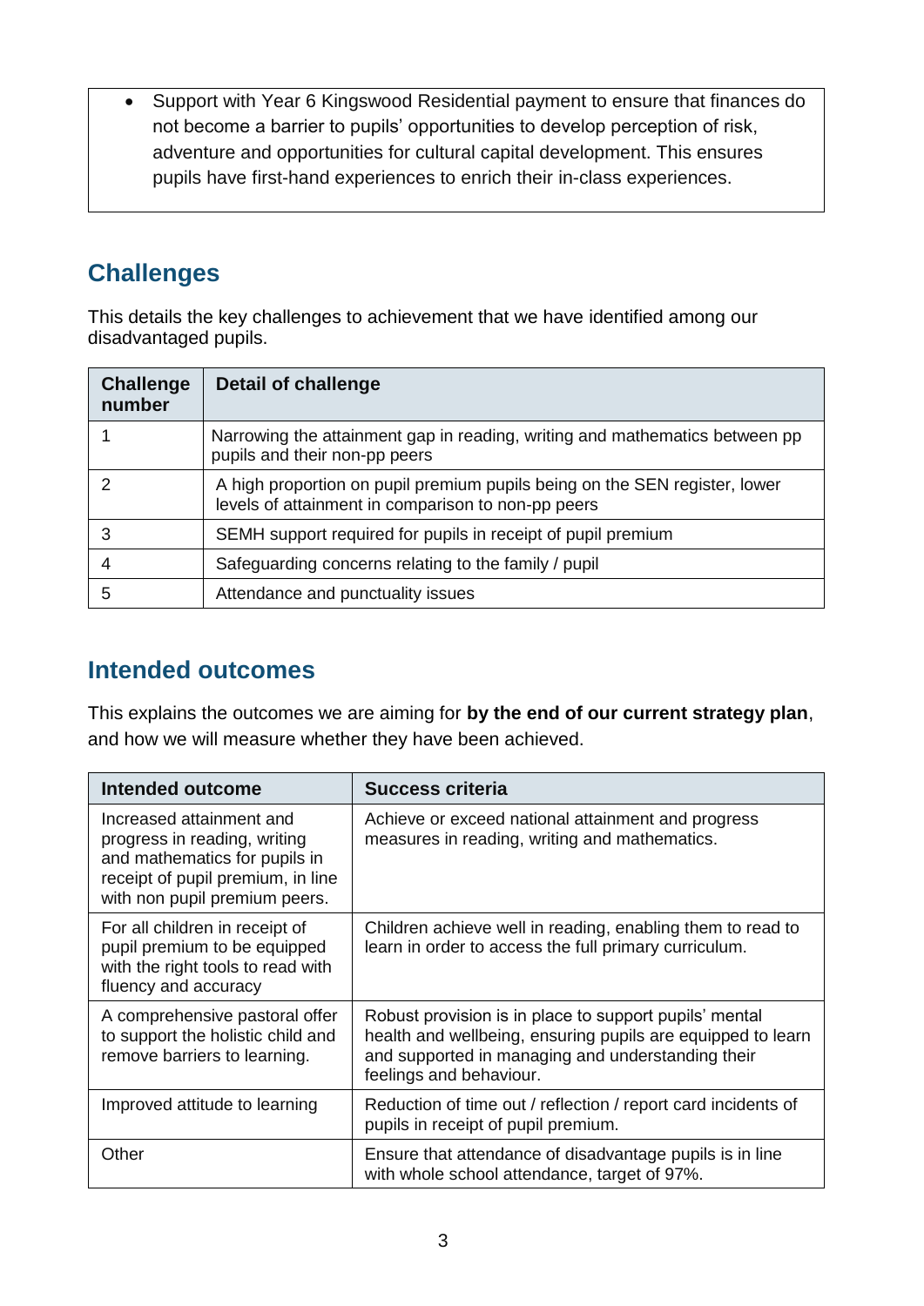- Support with Year 6 Kingswood Residential payment to ensure that finances do not become a barrier to pupils' opportunities to develop perception of risk, adventure and opportunities for cultural capital development. This ensures pupils have first-hand experiences to enrich their in-class experiences.

## Challenges

This details the key challenges to achievement that we have identified among our disadvantaged pupils.

| Challenge number | Detail of challenge |
|---|---|
| 1 | Narrowing the attainment gap in reading, writing and mathematics between pp pupils and their non-pp peers |
| 2 | A high proportion on pupil premium pupils being on the SEN register, lower levels of attainment in comparison to non-pp peers |
| 3 | SEMH support required for pupils in receipt of pupil premium |
| 4 | Safeguarding concerns relating to the family / pupil |
| 5 | Attendance and punctuality issues |

## Intended outcomes

This explains the outcomes we are aiming for **by the end of our current strategy plan**, and how we will measure whether they have been achieved.

| Intended outcome | Success criteria |
|---|---|
| Increased attainment and progress in reading, writing and mathematics for pupils in receipt of pupil premium, in line with non pupil premium peers. | Achieve or exceed national attainment and progress measures in reading, writing and mathematics. |
| For all children in receipt of pupil premium to be equipped with the right tools to read with fluency and accuracy | Children achieve well in reading, enabling them to read to learn in order to access the full primary curriculum. |
| A comprehensive pastoral offer to support the holistic child and remove barriers to learning. | Robust provision is in place to support pupils' mental health and wellbeing, ensuring pupils are equipped to learn and supported in managing and understanding their feelings and behaviour. |
| Improved attitude to learning | Reduction of time out / reflection / report card incidents of pupils in receipt of pupil premium. |
| Other | Ensure that attendance of disadvantage pupils is in line with whole school attendance, target of 97%. |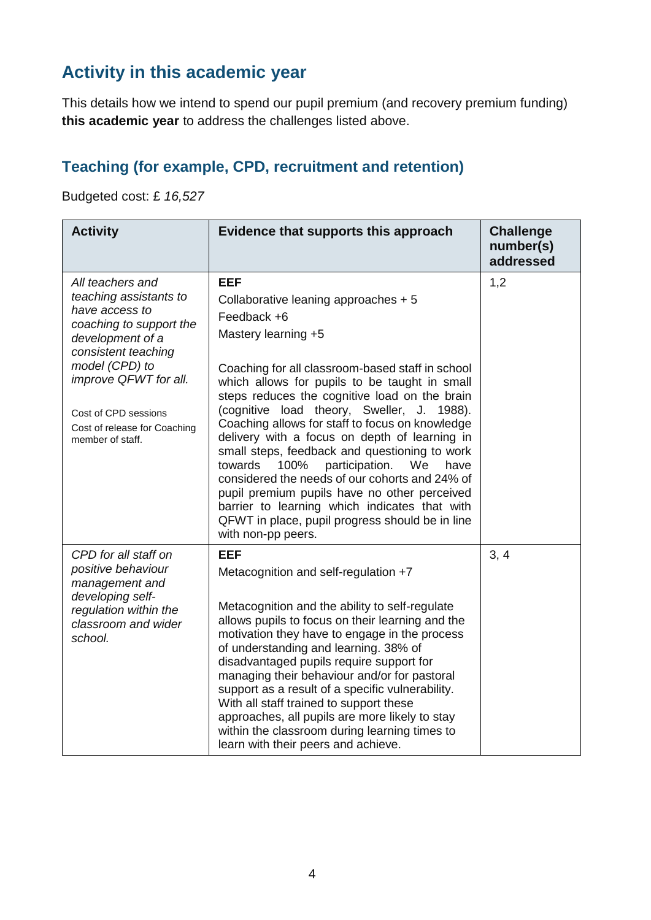## Activity in this academic year

This details how we intend to spend our pupil premium (and recovery premium funding) **this academic year** to address the challenges listed above.

### Teaching (for example, CPD, recruitment and retention)

Budgeted cost: £ *16,527*

| Activity | Evidence that supports this approach | Challenge number(s) addressed |
|---|---|---|
| *All teachers and teaching assistants to have access to coaching to support the development of a consistent teaching model (CPD) to improve QFWT for all.*<br><br>Cost of CPD sessions<br>Cost of release for Coaching member of staff. | **EEF**<br>Collaborative leaning approaches + 5<br>Feedback +6<br>Mastery learning +5<br><br>Coaching for all classroom-based staff in school which allows for pupils to be taught in small steps reduces the cognitive load on the brain (cognitive load theory, Sweller, J. 1988). Coaching allows for staff to focus on knowledge delivery with a focus on depth of learning in small steps, feedback and questioning to work towards 100% participation. We have considered the needs of our cohorts and 24% of pupil premium pupils have no other perceived barrier to learning which indicates that with QFWT in place, pupil progress should be in line with non-pp peers. | 1,2 |
| *CPD for all staff on positive behaviour management and developing self-regulation within the classroom and wider school.* | **EEF**<br>Metacognition and self-regulation +7<br><br>Metacognition and the ability to self-regulate allows pupils to focus on their learning and the motivation they have to engage in the process of understanding and learning. 38% of disadvantaged pupils require support for managing their behaviour and/or for pastoral support as a result of a specific vulnerability. With all staff trained to support these approaches, all pupils are more likely to stay within the classroom during learning times to learn with their peers and achieve. | 3, 4 |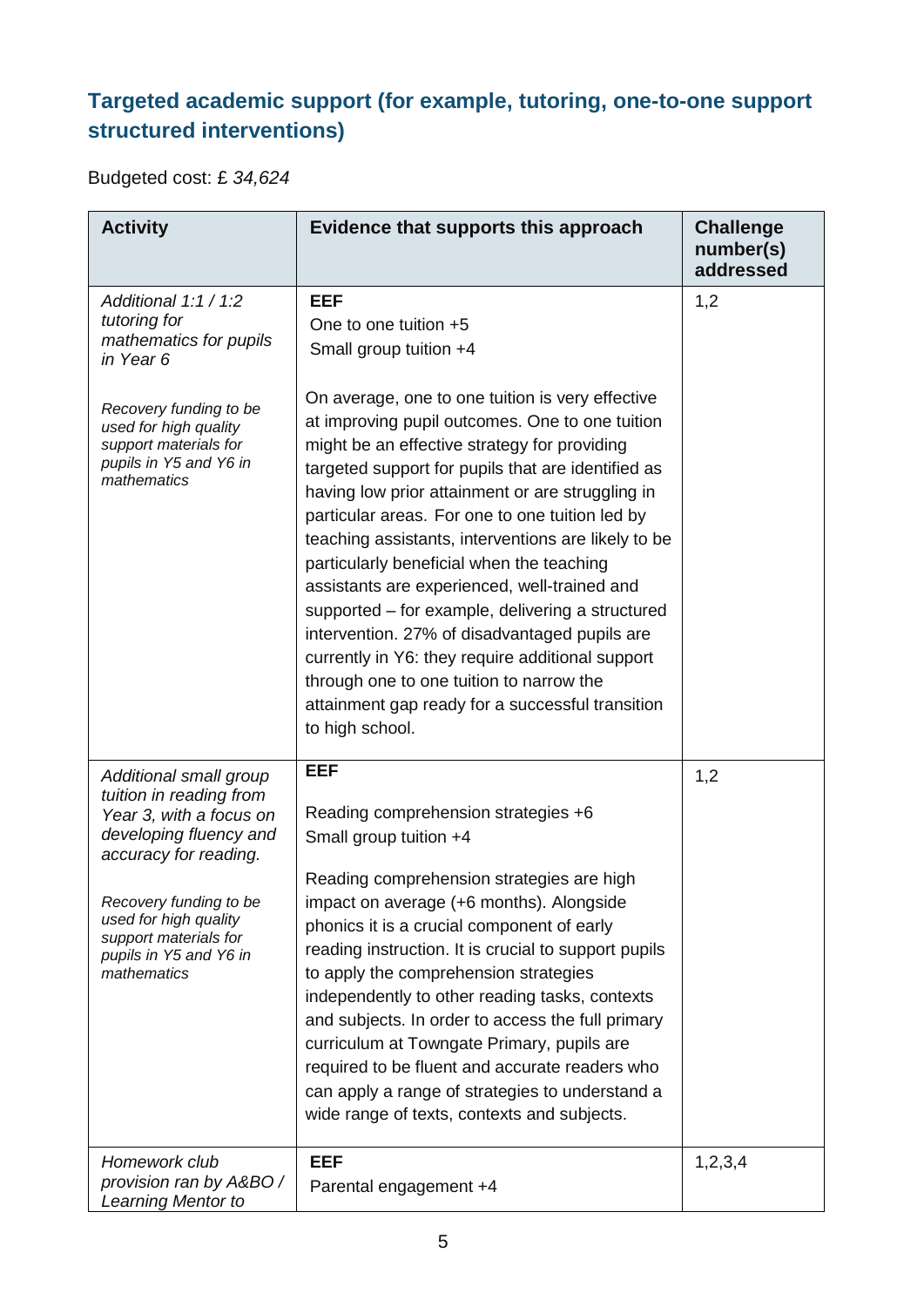### Targeted academic support (for example, tutoring, one-to-one support structured interventions)

Budgeted cost: £ *34,624*

| Activity | Evidence that supports this approach | Challenge number(s) addressed |
|---|---|---|
| *Additional 1:1 / 1:2 tutoring for mathematics for pupils in Year 6*<br><br>*Recovery funding to be used for high quality support materials for pupils in Y5 and Y6 in mathematics* | **EEF**<br>One to one tuition +5<br>Small group tuition +4<br><br>On average, one to one tuition is very effective at improving pupil outcomes. One to one tuition might be an effective strategy for providing targeted support for pupils that are identified as having low prior attainment or are struggling in particular areas. For one to one tuition led by teaching assistants, interventions are likely to be particularly beneficial when the teaching assistants are experienced, well-trained and supported – for example, delivering a structured intervention. 27% of disadvantaged pupils are currently in Y6: they require additional support through one to one tuition to narrow the attainment gap ready for a successful transition to high school. | 1,2 |
| *Additional small group tuition in reading from Year 3, with a focus on developing fluency and accuracy for reading.*<br><br>*Recovery funding to be used for high quality support materials for pupils in Y5 and Y6 in mathematics* | **EEF**<br><br>Reading comprehension strategies +6<br>Small group tuition +4<br><br>Reading comprehension strategies are high impact on average (+6 months). Alongside phonics it is a crucial component of early reading instruction. It is crucial to support pupils to apply the comprehension strategies independently to other reading tasks, contexts and subjects. In order to access the full primary curriculum at Towngate Primary, pupils are required to be fluent and accurate readers who can apply a range of strategies to understand a wide range of texts, contexts and subjects. | 1,2 |
| *Homework club provision ran by A&BO / Learning Mentor to* | **EEF**<br>Parental engagement +4 | 1,2,3,4 |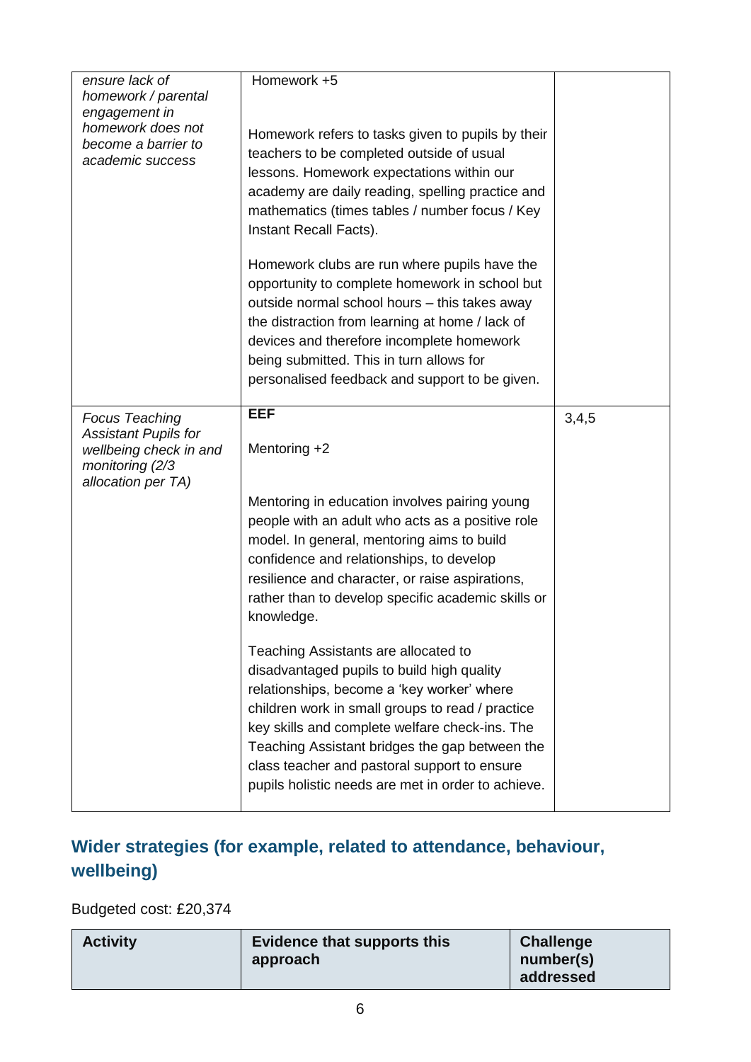| | | |
|---|---|---|
| *ensure lack of homework / parental engagement in homework does not become a barrier to academic success* | Homework +5<br><br>Homework refers to tasks given to pupils by their teachers to be completed outside of usual lessons. Homework expectations within our academy are daily reading, spelling practice and mathematics (times tables / number focus / Key Instant Recall Facts).<br><br>Homework clubs are run where pupils have the opportunity to complete homework in school but outside normal school hours – this takes away the distraction from learning at home / lack of devices and therefore incomplete homework being submitted. This in turn allows for personalised feedback and support to be given. | |
| *Focus Teaching Assistant Pupils for wellbeing check in and monitoring (2/3 allocation per TA)* | **EEF**<br><br>Mentoring +2<br><br>Mentoring in education involves pairing young people with an adult who acts as a positive role model. In general, mentoring aims to build confidence and relationships, to develop resilience and character, or raise aspirations, rather than to develop specific academic skills or knowledge.<br><br>Teaching Assistants are allocated to disadvantaged pupils to build high quality relationships, become a 'key worker' where children work in small groups to read / practice key skills and complete welfare check-ins. The Teaching Assistant bridges the gap between the class teacher and pastoral support to ensure pupils holistic needs are met in order to achieve. | 3,4,5 |

## Wider strategies (for example, related to attendance, behaviour, wellbeing)

Budgeted cost: £20,374

| Activity | Evidence that supports this approach | Challenge number(s) addressed |
|---|---|---|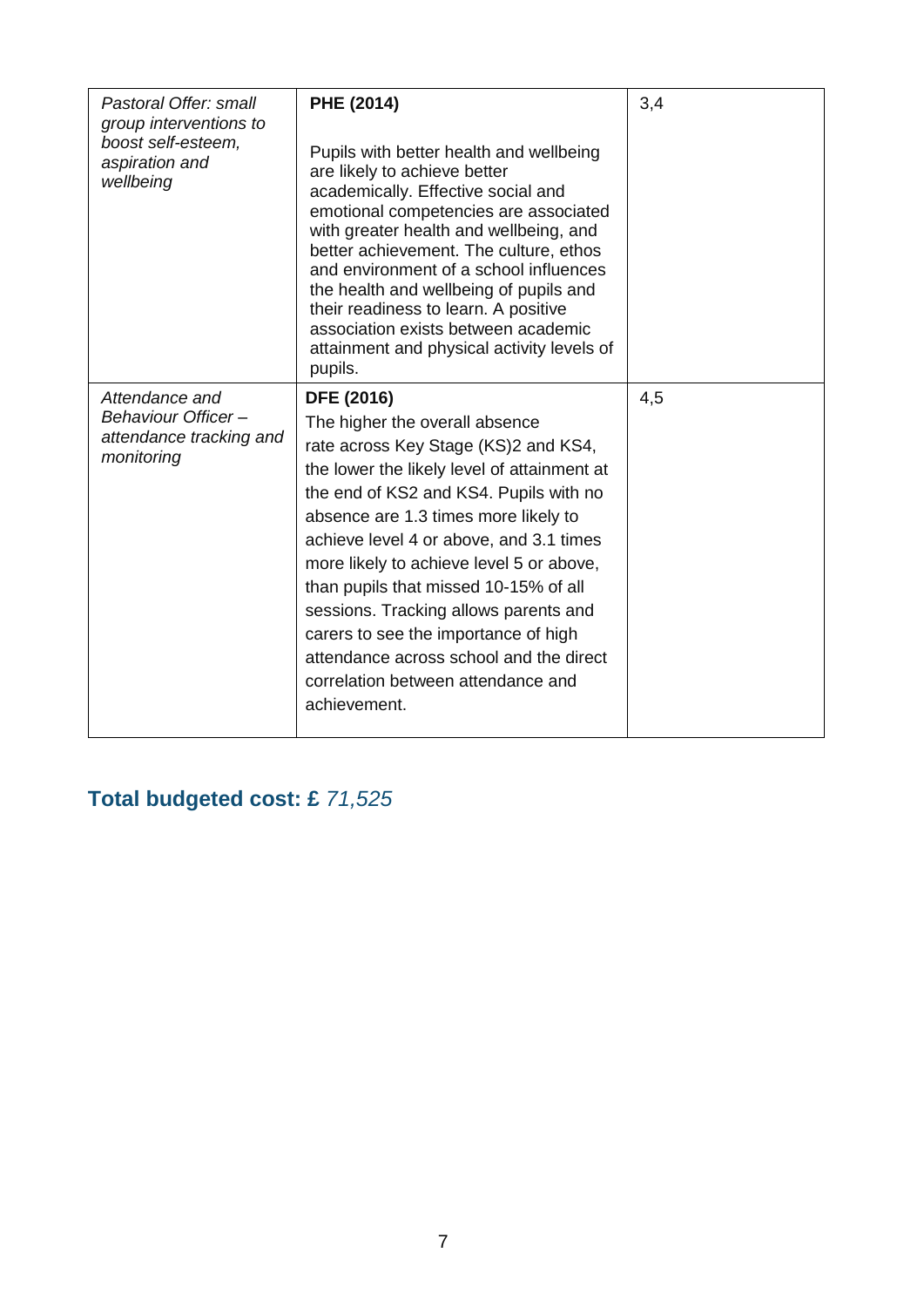| | | |
|---|---|---|
| *Pastoral Offer: small group interventions to boost self-esteem, aspiration and wellbeing* | **PHE (2014)**<br><br>Pupils with better health and wellbeing are likely to achieve better academically. Effective social and emotional competencies are associated with greater health and wellbeing, and better achievement. The culture, ethos and environment of a school influences the health and wellbeing of pupils and their readiness to learn. A positive association exists between academic attainment and physical activity levels of pupils. | 3,4 |
| *Attendance and Behaviour Officer – attendance tracking and monitoring* | **DFE (2016)**<br>The higher the overall absence rate across Key Stage (KS)2 and KS4, the lower the likely level of attainment at the end of KS2 and KS4. Pupils with no absence are 1.3 times more likely to achieve level 4 or above, and 3.1 times more likely to achieve level 5 or above, than pupils that missed 10-15% of all sessions. Tracking allows parents and carers to see the importance of high attendance across school and the direct correlation between attendance and achievement. | 4,5 |

## Total budgeted cost: £ *71,525*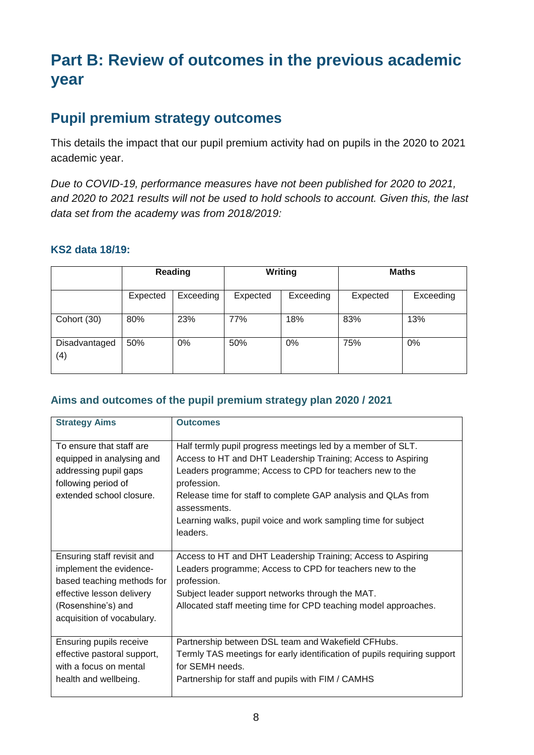# Part B: Review of outcomes in the previous academic year

## Pupil premium strategy outcomes

This details the impact that our pupil premium activity had on pupils in the 2020 to 2021 academic year.

*Due to COVID-19, performance measures have not been published for 2020 to 2021, and 2020 to 2021 results will not be used to hold schools to account. Given this, the last data set from the academy was from 2018/2019:*

### KS2 data 18/19:

| | Reading | | Writing | | Maths | |
|---|---|---|---|---|---|---|
| | Expected | Exceeding | Expected | Exceeding | Expected | Exceeding |
| Cohort (30) | 80% | 23% | 77% | 18% | 83% | 13% |
| Disadvantaged (4) | 50% | 0% | 50% | 0% | 75% | 0% |

### Aims and outcomes of the pupil premium strategy plan 2020 / 2021

| Strategy Aims | Outcomes |
|---|---|
| To ensure that staff are equipped in analysing and addressing pupil gaps following period of extended school closure. | Half termly pupil progress meetings led by a member of SLT.<br>Access to HT and DHT Leadership Training; Access to Aspiring Leaders programme; Access to CPD for teachers new to the profession.<br>Release time for staff to complete GAP analysis and QLAs from assessments.<br>Learning walks, pupil voice and work sampling time for subject leaders. |
| Ensuring staff revisit and implement the evidence-based teaching methods for effective lesson delivery (Rosenshine's) and acquisition of vocabulary. | Access to HT and DHT Leadership Training; Access to Aspiring Leaders programme; Access to CPD for teachers new to the profession.<br>Subject leader support networks through the MAT.<br>Allocated staff meeting time for CPD teaching model approaches. |
| Ensuring pupils receive effective pastoral support, with a focus on mental health and wellbeing. | Partnership between DSL team and Wakefield CFHubs.<br>Termly TAS meetings for early identification of pupils requiring support for SEMH needs.<br>Partnership for staff and pupils with FIM / CAMHS |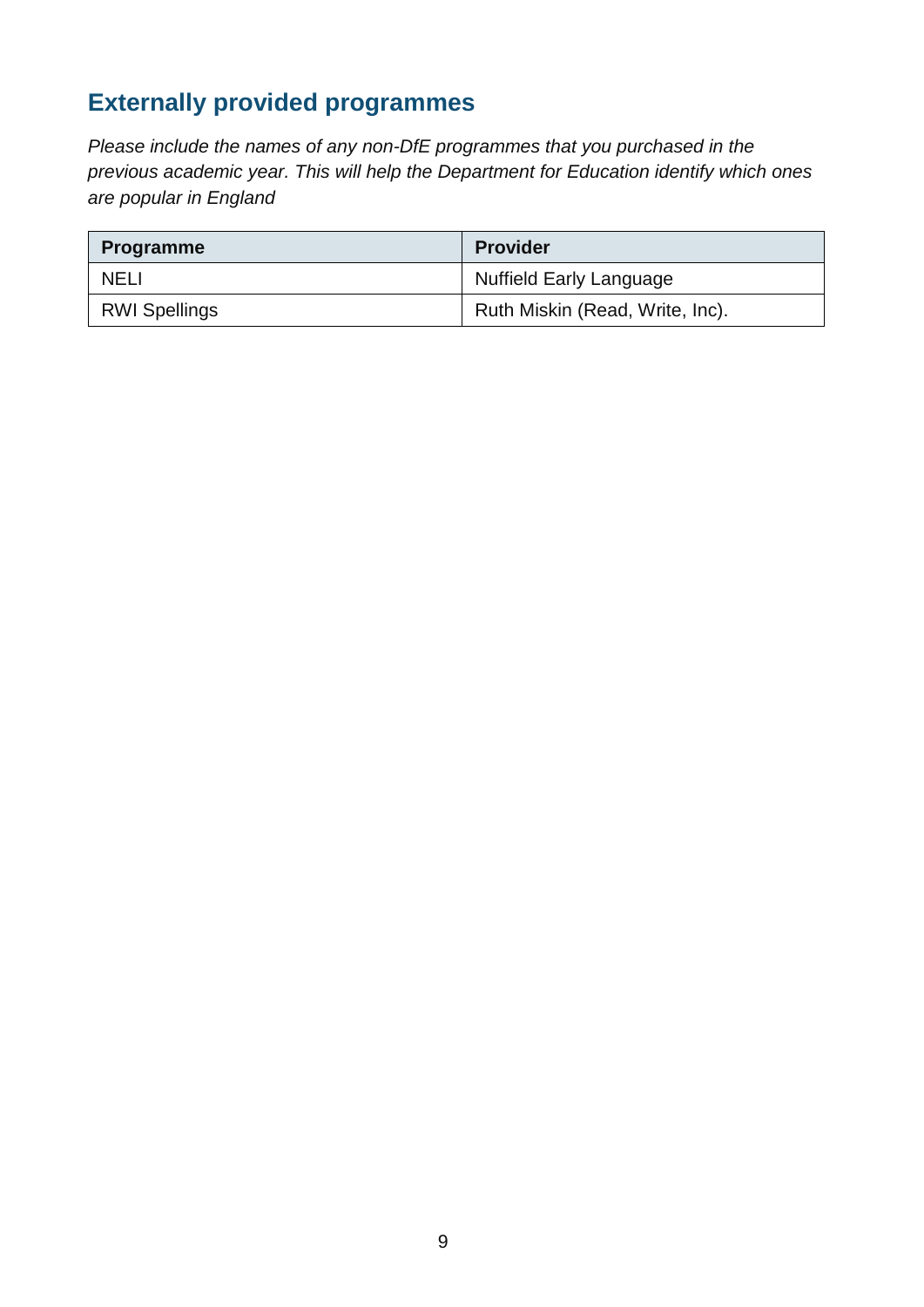## Externally provided programmes

*Please include the names of any non-DfE programmes that you purchased in the previous academic year. This will help the Department for Education identify which ones are popular in England*

| Programme | Provider |
| --- | --- |
| NELI | Nuffield Early Language |
| RWI Spellings | Ruth Miskin (Read, Write, Inc). |